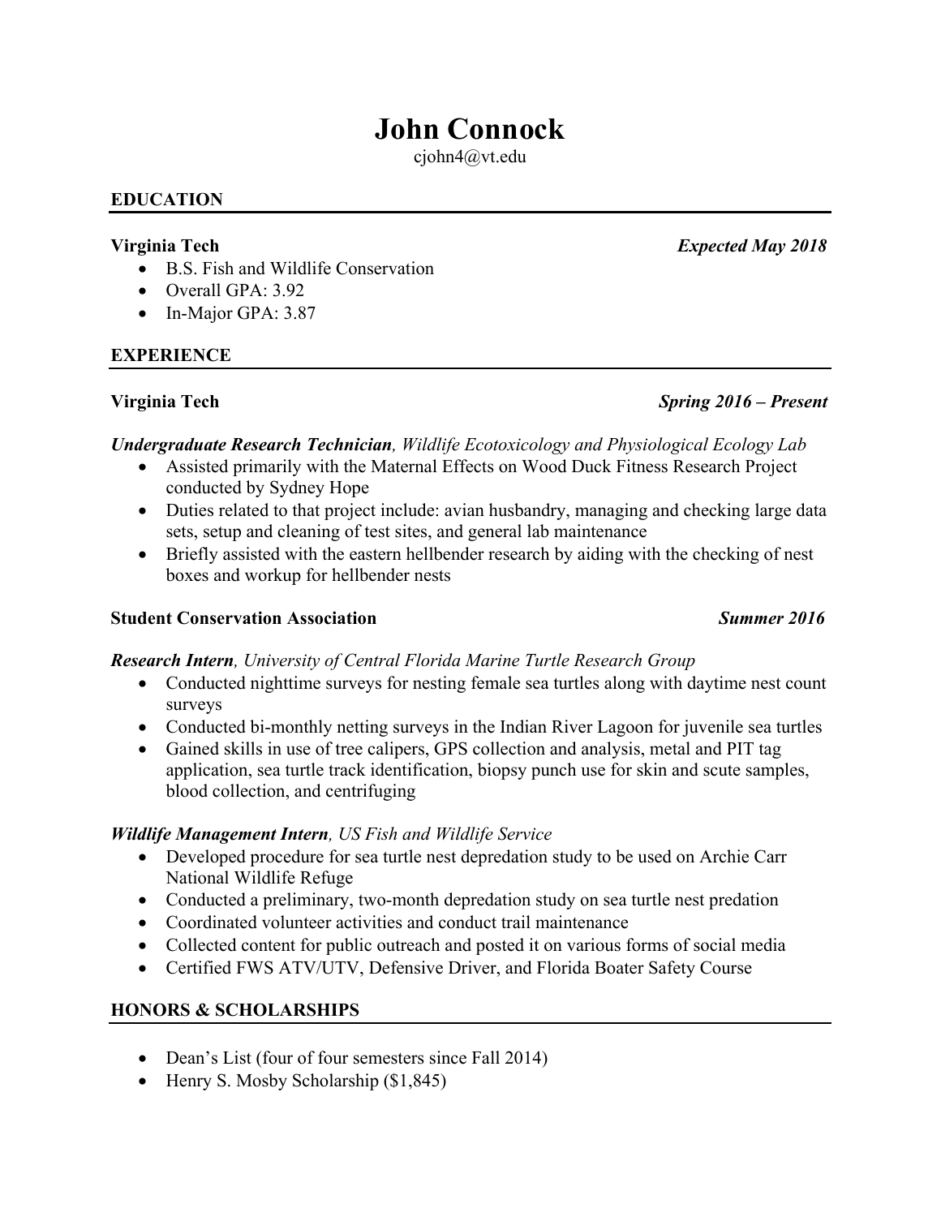# John Connock

cjohn4@vt.edu

## EDUCATION

**Virginia Tech** — ***Expected May 2018***

- B.S. Fish and Wildlife Conservation
- Overall GPA: 3.92
- In-Major GPA: 3.87

## EXPERIENCE

**Virginia Tech** — ***Spring 2016 – Present***

***Undergraduate Research Technician****, Wildlife Ecotoxicology and Physiological Ecology Lab*

- Assisted primarily with the Maternal Effects on Wood Duck Fitness Research Project conducted by Sydney Hope
- Duties related to that project include: avian husbandry, managing and checking large data sets, setup and cleaning of test sites, and general lab maintenance
- Briefly assisted with the eastern hellbender research by aiding with the checking of nest boxes and workup for hellbender nests

**Student Conservation Association** — ***Summer 2016***

***Research Intern****, University of Central Florida Marine Turtle Research Group*

- Conducted nighttime surveys for nesting female sea turtles along with daytime nest count surveys
- Conducted bi-monthly netting surveys in the Indian River Lagoon for juvenile sea turtles
- Gained skills in use of tree calipers, GPS collection and analysis, metal and PIT tag application, sea turtle track identification, biopsy punch use for skin and scute samples, blood collection, and centrifuging

***Wildlife Management Intern****, US Fish and Wildlife Service*

- Developed procedure for sea turtle nest depredation study to be used on Archie Carr National Wildlife Refuge
- Conducted a preliminary, two-month depredation study on sea turtle nest predation
- Coordinated volunteer activities and conduct trail maintenance
- Collected content for public outreach and posted it on various forms of social media
- Certified FWS ATV/UTV, Defensive Driver, and Florida Boater Safety Course

## HONORS & SCHOLARSHIPS

- Dean's List (four of four semesters since Fall 2014)
- Henry S. Mosby Scholarship ($1,845)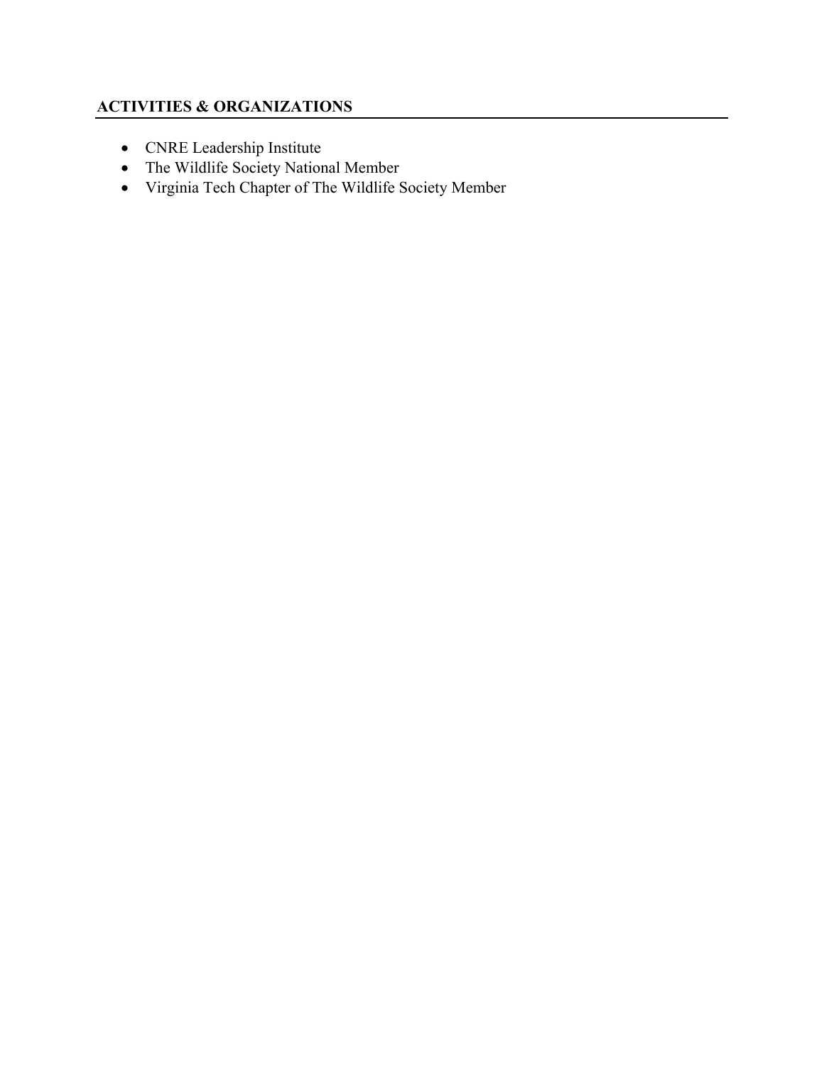## ACTIVITIES & ORGANIZATIONS

- CNRE Leadership Institute
- The Wildlife Society National Member
- Virginia Tech Chapter of The Wildlife Society Member